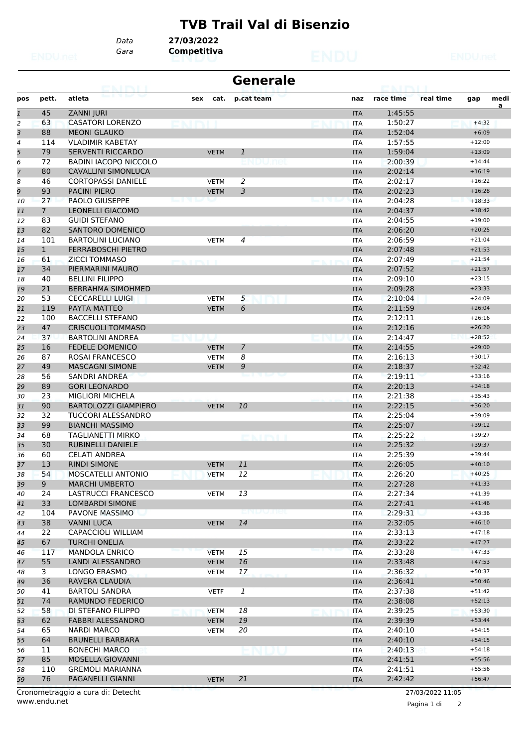# TVB Trail Val di Bisenzio

Data **27/03/2022**
Gara **Competitiva**

## Generale

| pos | pett. | atleta | sex | cat. | p.cat | team | naz | race time | real time | gap | medi a |
|---|---|---|---|---|---|---|---|---|---|---|---|
| 1 | 45 | ZANNI JURI | | | | | ITA | 1:45:55 | | | |
| 2 | 63 | CASATORI LORENZO | | | | | ITA | 1:50:27 | | +4:32 | |
| 3 | 88 | MEONI GLAUKO | | | | | ITA | 1:52:04 | | +6:09 | |
| 4 | 114 | VLADIMIR KABETAY | | | | | ITA | 1:57:55 | | +12:00 | |
| 5 | 79 | SERVENTI RICCARDO | | VETM | 1 | | ITA | 1:59:04 | | +13:09 | |
| 6 | 72 | BADINI IACOPO NICCOLO | | | | | ITA | 2:00:39 | | +14:44 | |
| 7 | 80 | CAVALLINI SIMONLUCA | | | | | ITA | 2:02:14 | | +16:19 | |
| 8 | 46 | CORTOPASSI DANIELE | | VETM | 2 | | ITA | 2:02:17 | | +16:22 | |
| 9 | 93 | PACINI PIERO | | VETM | 3 | | ITA | 2:02:23 | | +16:28 | |
| 10 | 27 | PAOLO GIUSEPPE | | | | | ITA | 2:04:28 | | +18:33 | |
| 11 | 7 | LEONELLI GIACOMO | | | | | ITA | 2:04:37 | | +18:42 | |
| 12 | 83 | GUIDI STEFANO | | | | | ITA | 2:04:55 | | +19:00 | |
| 13 | 82 | SANTORO DOMENICO | | | | | ITA | 2:06:20 | | +20:25 | |
| 14 | 101 | BARTOLINI LUCIANO | | VETM | 4 | | ITA | 2:06:59 | | +21:04 | |
| 15 | 1 | FERRABOSCHI PIETRO | | | | | ITA | 2:07:48 | | +21:53 | |
| 16 | 61 | ZICCI TOMMASO | | | | | ITA | 2:07:49 | | +21:54 | |
| 17 | 34 | PIERMARINI MAURO | | | | | ITA | 2:07:52 | | +21:57 | |
| 18 | 40 | BELLINI FILIPPO | | | | | ITA | 2:09:10 | | +23:15 | |
| 19 | 21 | BERRAHMA SIMOHMED | | | | | ITA | 2:09:28 | | +23:33 | |
| 20 | 53 | CECCARELLI LUIGI | | VETM | 5 | | ITA | 2:10:04 | | +24:09 | |
| 21 | 119 | PAYTA MATTEO | | VETM | 6 | | ITA | 2:11:59 | | +26:04 | |
| 22 | 100 | BACCELLI STEFANO | | | | | ITA | 2:12:11 | | +26:16 | |
| 23 | 47 | CRISCUOLI TOMMASO | | | | | ITA | 2:12:16 | | +26:20 | |
| 24 | 37 | BARTOLINI ANDREA | | | | | ITA | 2:14:47 | | +28:52 | |
| 25 | 16 | FEDELE DOMENICO | | VETM | 7 | | ITA | 2:14:55 | | +29:00 | |
| 26 | 87 | ROSAI FRANCESCO | | VETM | 8 | | ITA | 2:16:13 | | +30:17 | |
| 27 | 49 | MASCAGNI SIMONE | | VETM | 9 | | ITA | 2:18:37 | | +32:42 | |
| 28 | 56 | SANDRI ANDREA | | | | | ITA | 2:19:11 | | +33:16 | |
| 29 | 89 | GORI LEONARDO | | | | | ITA | 2:20:13 | | +34:18 | |
| 30 | 23 | MIGLIORI MICHELA | | | | | ITA | 2:21:38 | | +35:43 | |
| 31 | 90 | BARTOLOZZI GIAMPIERO | | VETM | 10 | | ITA | 2:22:15 | | +36:20 | |
| 32 | 32 | TUCCORI ALESSANDRO | | | | | ITA | 2:25:04 | | +39:09 | |
| 33 | 99 | BIANCHI MASSIMO | | | | | ITA | 2:25:07 | | +39:12 | |
| 34 | 68 | TAGLIANETTI MIRKO | | | | | ITA | 2:25:22 | | +39:27 | |
| 35 | 30 | RUBINELLI DANIELE | | | | | ITA | 2:25:32 | | +39:37 | |
| 36 | 60 | CELATI ANDREA | | | | | ITA | 2:25:39 | | +39:44 | |
| 37 | 13 | RINDI SIMONE | | VETM | 11 | | ITA | 2:26:05 | | +40:10 | |
| 38 | 54 | MOSCATELLI ANTONIO | | VETM | 12 | | ITA | 2:26:20 | | +40:25 | |
| 39 | 9 | MARCHI UMBERTO | | | | | ITA | 2:27:28 | | +41:33 | |
| 40 | 24 | LASTRUCCI FRANCESCO | | VETM | 13 | | ITA | 2:27:34 | | +41:39 | |
| 41 | 33 | LOMBARDI SIMONE | | | | | ITA | 2:27:41 | | +41:46 | |
| 42 | 104 | PAVONE MASSIMO | | | | | ITA | 2:29:31 | | +43:36 | |
| 43 | 38 | VANNI LUCA | | VETM | 14 | | ITA | 2:32:05 | | +46:10 | |
| 44 | 22 | CAPACCIOLI WILLIAM | | | | | ITA | 2:33:13 | | +47:18 | |
| 45 | 67 | TURCHI ONELIA | | | | | ITA | 2:33:22 | | +47:27 | |
| 46 | 117 | MANDOLA ENRICO | | VETM | 15 | | ITA | 2:33:28 | | +47:33 | |
| 47 | 55 | LANDI ALESSANDRO | | VETM | 16 | | ITA | 2:33:48 | | +47:53 | |
| 48 | 3 | LONGO ERASMO | | VETM | 17 | | ITA | 2:36:32 | | +50:37 | |
| 49 | 36 | RAVERA CLAUDIA | | | | | ITA | 2:36:41 | | +50:46 | |
| 50 | 41 | BARTOLI SANDRA | | VETF | 1 | | ITA | 2:37:38 | | +51:42 | |
| 51 | 74 | RAMUNDO FEDERICO | | | | | ITA | 2:38:08 | | +52:13 | |
| 52 | 58 | DI STEFANO FILIPPO | | VETM | 18 | | ITA | 2:39:25 | | +53:30 | |
| 53 | 62 | FABBRI ALESSANDRO | | VETM | 19 | | ITA | 2:39:39 | | +53:44 | |
| 54 | 65 | NARDI MARCO | | VETM | 20 | | ITA | 2:40:10 | | +54:15 | |
| 55 | 64 | BRUNELLI BARBARA | | | | | ITA | 2:40:10 | | +54:15 | |
| 56 | 11 | BONECHI MARCO | | | | | ITA | 2:40:13 | | +54:18 | |
| 57 | 85 | MOSELLA GIOVANNI | | | | | ITA | 2:41:51 | | +55:56 | |
| 58 | 110 | GREMOLI MARIANNA | | | | | ITA | 2:41:51 | | +55:56 | |
| 59 | 76 | PAGANELLI GIANNI | | VETM | 21 | | ITA | 2:42:42 | | +56:47 | |

Cronometraggio a cura di: Detecht
www.endu.net

27/03/2022 11:05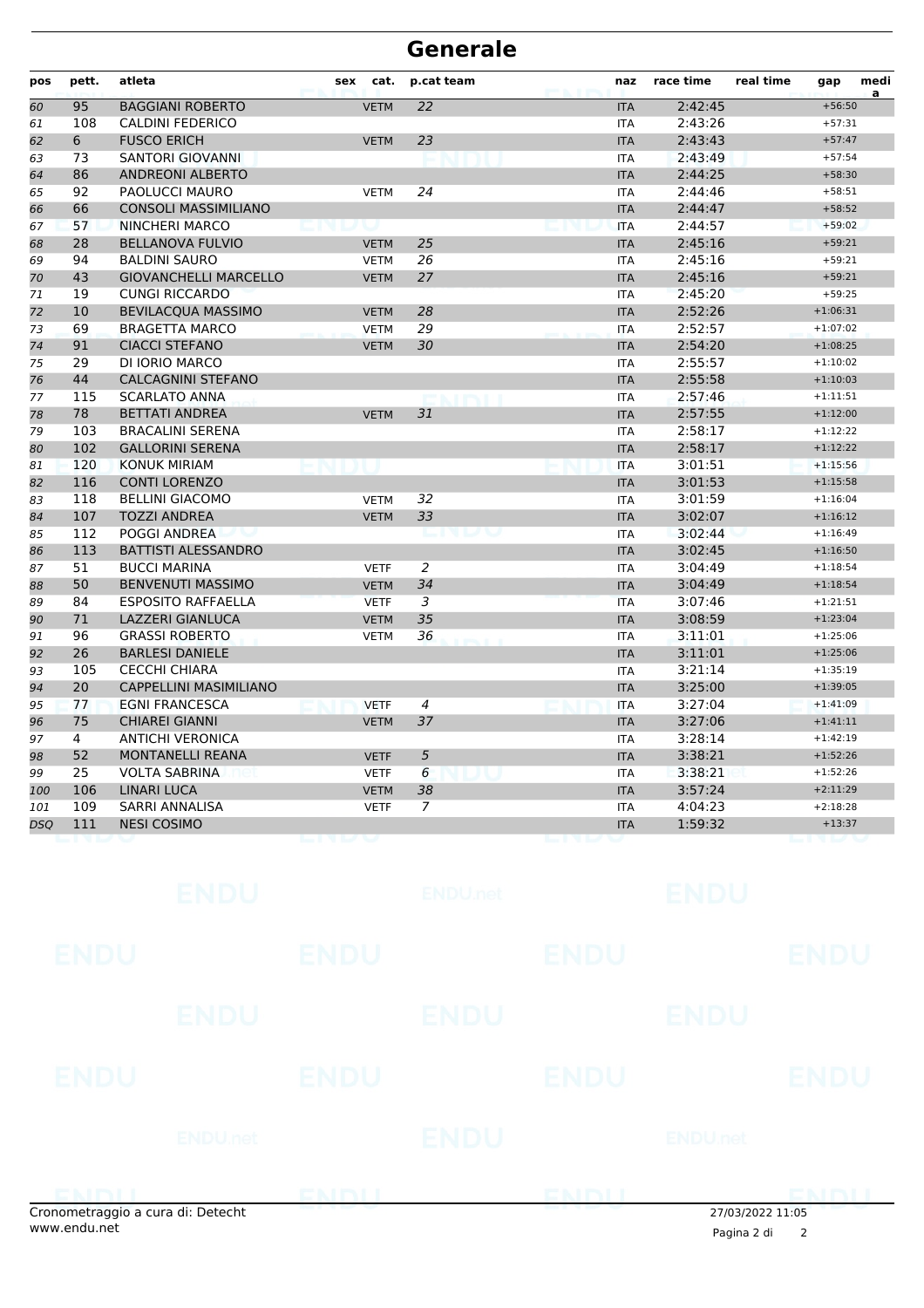# Generale

| pos | pett. | atleta | sex | cat. | p.cat | team | naz | race time | real time | gap | media |
|---|---|---|---|---|---|---|---|---|---|---|---|
| 60 | 95 | BAGGIANI ROBERTO | | VETM | 22 | | ITA | 2:42:45 | | +56:50 | |
| 61 | 108 | CALDINI FEDERICO | | | | | ITA | 2:43:26 | | +57:31 | |
| 62 | 6 | FUSCO ERICH | | VETM | 23 | | ITA | 2:43:43 | | +57:47 | |
| 63 | 73 | SANTORI GIOVANNI | | | | | ITA | 2:43:49 | | +57:54 | |
| 64 | 86 | ANDREONI ALBERTO | | | | | ITA | 2:44:25 | | +58:30 | |
| 65 | 92 | PAOLUCCI MAURO | | VETM | 24 | | ITA | 2:44:46 | | +58:51 | |
| 66 | 66 | CONSOLI MASSIMILIANO | | | | | ITA | 2:44:47 | | +58:52 | |
| 67 | 57 | NINCHERI MARCO | | | | | ITA | 2:44:57 | | +59:02 | |
| 68 | 28 | BELLANOVA FULVIO | | VETM | 25 | | ITA | 2:45:16 | | +59:21 | |
| 69 | 94 | BALDINI SAURO | | VETM | 26 | | ITA | 2:45:16 | | +59:21 | |
| 70 | 43 | GIOVANCHELLI MARCELLO | | VETM | 27 | | ITA | 2:45:16 | | +59:21 | |
| 71 | 19 | CUNGI RICCARDO | | | | | ITA | 2:45:20 | | +59:25 | |
| 72 | 10 | BEVILACQUA MASSIMO | | VETM | 28 | | ITA | 2:52:26 | | +1:06:31 | |
| 73 | 69 | BRAGETTA MARCO | | VETM | 29 | | ITA | 2:52:57 | | +1:07:02 | |
| 74 | 91 | CIACCI STEFANO | | VETM | 30 | | ITA | 2:54:20 | | +1:08:25 | |
| 75 | 29 | DI IORIO MARCO | | | | | ITA | 2:55:57 | | +1:10:02 | |
| 76 | 44 | CALCAGNINI STEFANO | | | | | ITA | 2:55:58 | | +1:10:03 | |
| 77 | 115 | SCARLATO ANNA | | | | | ITA | 2:57:46 | | +1:11:51 | |
| 78 | 78 | BETTATI ANDREA | | VETM | 31 | | ITA | 2:57:55 | | +1:12:00 | |
| 79 | 103 | BRACALINI SERENA | | | | | ITA | 2:58:17 | | +1:12:22 | |
| 80 | 102 | GALLORINI SERENA | | | | | ITA | 2:58:17 | | +1:12:22 | |
| 81 | 120 | KONUK MIRIAM | | | | | ITA | 3:01:51 | | +1:15:56 | |
| 82 | 116 | CONTI LORENZO | | | | | ITA | 3:01:53 | | +1:15:58 | |
| 83 | 118 | BELLINI GIACOMO | | VETM | 32 | | ITA | 3:01:59 | | +1:16:04 | |
| 84 | 107 | TOZZI ANDREA | | VETM | 33 | | ITA | 3:02:07 | | +1:16:12 | |
| 85 | 112 | POGGI ANDREA | | | | | ITA | 3:02:44 | | +1:16:49 | |
| 86 | 113 | BATTISTI ALESSANDRO | | | | | ITA | 3:02:45 | | +1:16:50 | |
| 87 | 51 | BUCCI MARINA | | VETF | 2 | | ITA | 3:04:49 | | +1:18:54 | |
| 88 | 50 | BENVENUTI MASSIMO | | VETM | 34 | | ITA | 3:04:49 | | +1:18:54 | |
| 89 | 84 | ESPOSITO RAFFAELLA | | VETF | 3 | | ITA | 3:07:46 | | +1:21:51 | |
| 90 | 71 | LAZZERI GIANLUCA | | VETM | 35 | | ITA | 3:08:59 | | +1:23:04 | |
| 91 | 96 | GRASSI ROBERTO | | VETM | 36 | | ITA | 3:11:01 | | +1:25:06 | |
| 92 | 26 | BARLESI DANIELE | | | | | ITA | 3:11:01 | | +1:25:06 | |
| 93 | 105 | CECCHI CHIARA | | | | | ITA | 3:21:14 | | +1:35:19 | |
| 94 | 20 | CAPPELLINI MASIMILIANO | | | | | ITA | 3:25:00 | | +1:39:05 | |
| 95 | 77 | EGNI FRANCESCA | | VETF | 4 | | ITA | 3:27:04 | | +1:41:09 | |
| 96 | 75 | CHIAREI GIANNI | | VETM | 37 | | ITA | 3:27:06 | | +1:41:11 | |
| 97 | 4 | ANTICHI VERONICA | | | | | ITA | 3:28:14 | | +1:42:19 | |
| 98 | 52 | MONTANELLI REANA | | VETF | 5 | | ITA | 3:38:21 | | +1:52:26 | |
| 99 | 25 | VOLTA SABRINA | | VETF | 6 | | ITA | 3:38:21 | | +1:52:26 | |
| 100 | 106 | LINARI LUCA | | VETM | 38 | | ITA | 3:57:24 | | +2:11:29 | |
| 101 | 109 | SARRI ANNALISA | | VETF | 7 | | ITA | 4:04:23 | | +2:18:28 | |
| DSQ | 111 | NESI COSIMO | | | | | ITA | 1:59:32 | | +13:37 | |

Cronometraggio a cura di: Detecht
www.endu.net

27/03/2022 11:05